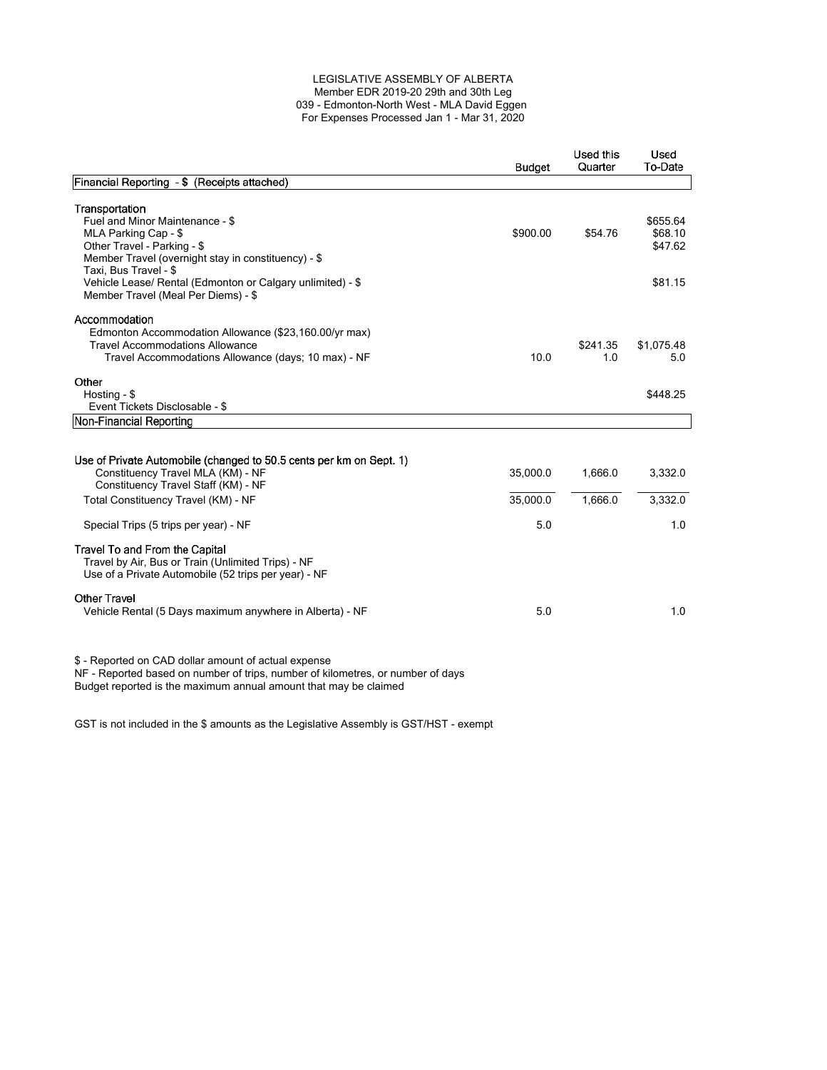LEGISLATIVE ASSEMBLY OF ALBERTA
Member EDR 2019-20 29th and 30th Leg
039 - Edmonton-North West - MLA David Eggen
For Expenses Processed Jan 1 - Mar 31, 2020

| | Budget | Used this Quarter | Used To-Date |
|---|---|---|---|
| **Financial Reporting - $ (Receipts attached)** | | | |
| **Transportation** | | | |
| Fuel and Minor Maintenance - $ | | | $655.64 |
| MLA Parking Cap - $ | $900.00 | $54.76 | $68.10 |
| Other Travel - Parking - $ | | | $47.62 |
| Member Travel (overnight stay in constituency) - $ | | | |
| Taxi, Bus Travel - $ | | | |
| Vehicle Lease/ Rental (Edmonton or Calgary unlimited) - $ | | | $81.15 |
| Member Travel (Meal Per Diems) - $ | | | |
| **Accommodation** | | | |
| Edmonton Accommodation Allowance ($23,160.00/yr max) | | | |
| Travel Accommodations Allowance | | $241.35 | $1,075.48 |
| Travel Accommodations Allowance (days; 10 max) - NF | 10.0 | 1.0 | 5.0 |
| **Other** | | | |
| Hosting - $ | | | $448.25 |
| Event Tickets Disclosable - $ | | | |
| **Non-Financial Reporting** | | | |
| **Use of Private Automobile (changed to 50.5 cents per km on Sept. 1)** | | | |
| Constituency Travel MLA (KM) - NF | 35,000.0 | 1,666.0 | 3,332.0 |
| Constituency Travel Staff (KM) - NF | | | |
| Total Constituency Travel (KM) - NF | 35,000.0 | 1,666.0 | 3,332.0 |
| Special Trips (5 trips per year) - NF | 5.0 | | 1.0 |
| **Travel To and From the Capital** | | | |
| Travel by Air, Bus or Train (Unlimited Trips) - NF | | | |
| Use of a Private Automobile (52 trips per year) - NF | | | |
| **Other Travel** | | | |
| Vehicle Rental (5 Days maximum anywhere in Alberta) - NF | 5.0 | | 1.0 |

$ - Reported on CAD dollar amount of actual expense
NF - Reported based on number of trips, number of kilometres, or number of days
Budget reported is the maximum annual amount that may be claimed

GST is not included in the $ amounts as the Legislative Assembly is GST/HST - exempt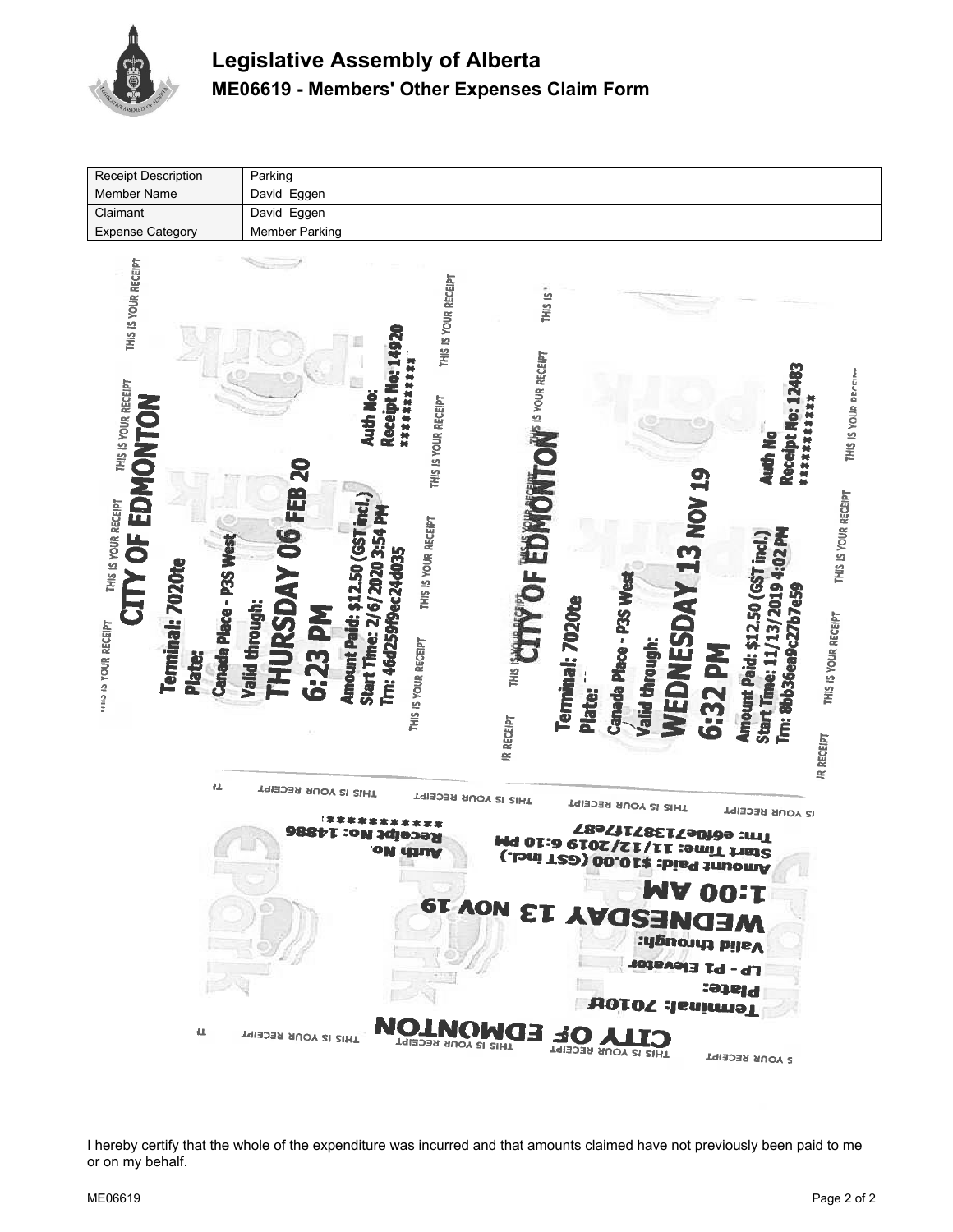# Legislative Assembly of Alberta

## ME06619 - Members' Other Expenses Claim Form

| Receipt Description | Parking |
|---|---|
| Member Name | David Eggen |
| Claimant | David Eggen |
| Expense Category | Member Parking |

THIS IS YOUR RECEIPT

CITY OF EDMONTON

Terminal: 7020te

Plate:

Canada Place - P3S West

Valid through:

THURSDAY 06 FEB 20

6:23 PM

Amount Paid: $12.50 (GST incl.)

Start Time: 2/6/2020 3:54 PM

Trn: 46d259f9ec244035

Auth No:

Receipt No: 14920

**********

THIS IS YOUR RECEIPT

CITY OF EDMONTON

Terminal: 7020te

Plate:

Canada Place - P3S West

Valid through:

WEDNESDAY 13 NOV 19

6:32 PM

Amount Paid: $12.50 (GST incl.)

Start Time: 11/13/2019 4:02 PM

Trn: 8bb36ea9c27b7e59

Auth No

Receipt No: 12483

**********

THIS IS YOUR RECEIPT

CITY OF EDMONTON

Terminal: 7010te

Plate:

LP - P1 Elevator

Valid through:

WEDNESDAY 13 NOV 19

1:00 AM

Amount Paid: $10.00 (GST incl.)

Start Time: 11/12/2019 6:10 PM

Trn: e6f0e71387117e87

Auth No.

Receipt No: 14886

***********

I hereby certify that the whole of the expenditure was incurred and that amounts claimed have not previously been paid to me or on my behalf.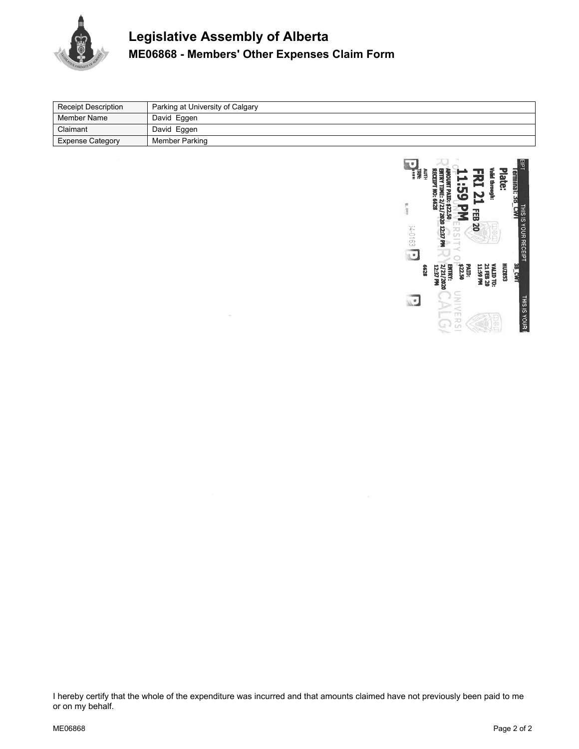# Legislative Assembly of Alberta

## ME06868 - Members' Other Expenses Claim Form

| Receipt Description | Parking at University of Calgary |
|---|---|
| Member Name | David Eggen |
| Claimant | David Eggen |
| Expense Category | Member Parking |

THIS IS YOUR RECEIPT

Terminal: 3B_CWT

Plate:

Valid through:

FRI 21 FEB 20

11:59 PM

AMOUNT PAID: $22.50

ENTRY TIME: 2/21/2020 12:37 PM

RECEIPT NO: 6628

AUTH

TRN:

****

3B_CWT

HUZ853

VALID TO:

21 FEB 20

11:59 PM

PAID:

$22.50

ENTRY:

2/21/2020

12:37 PM

6628

I hereby certify that the whole of the expenditure was incurred and that amounts claimed have not previously been paid to me or on my behalf.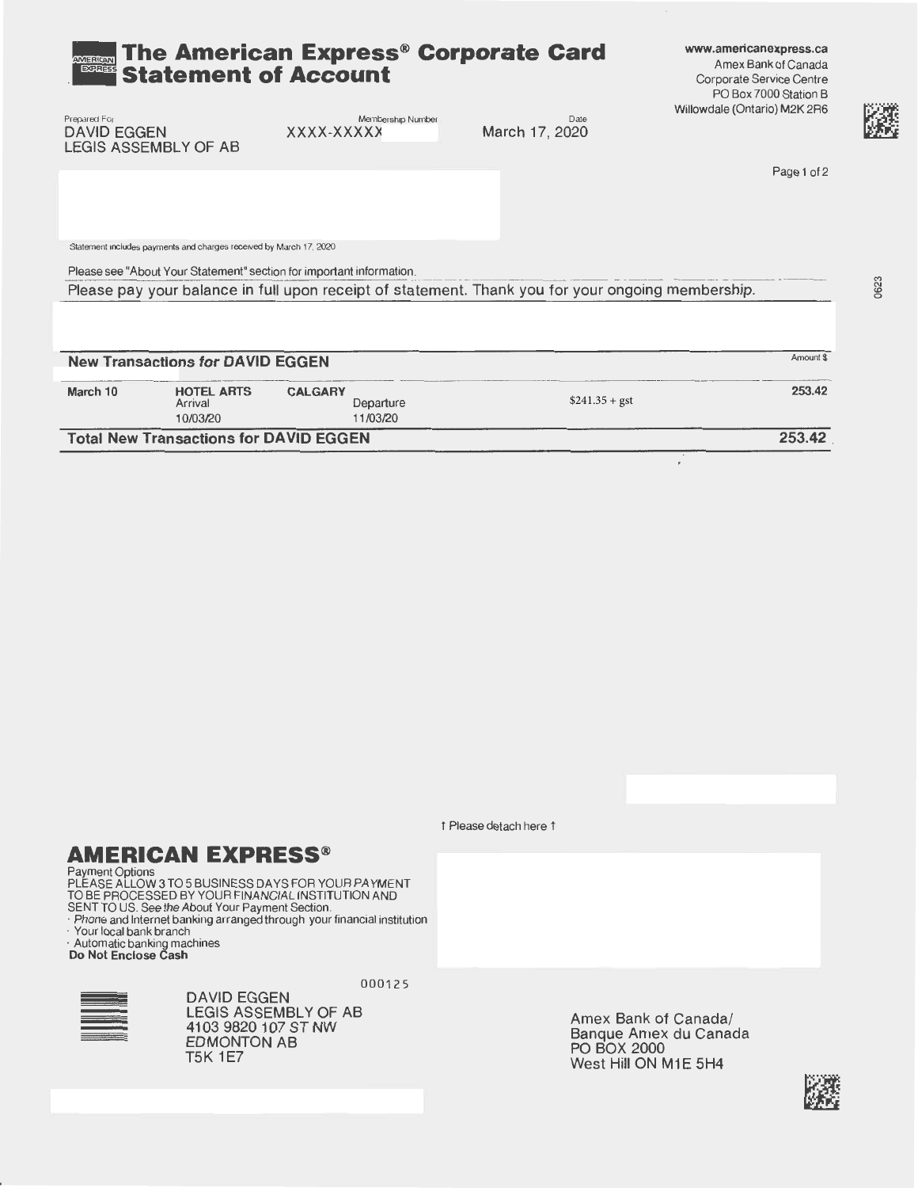# The American Express® Corporate Card Statement of Account

www.americanexpress.ca
Amex Bank of Canada
Corporate Service Centre
PO Box 7000 Station B
Willowdale (Ontario) M2K 2R6

| Prepared For | Membership Number | Date |
|---|---|---|
| DAVID EGGEN<br>LEGIS ASSEMBLY OF AB | XXXX-XXXXX | March 17, 2020 |

Statement includes payments and charges received by March 17, 2020

Please see "About Your Statement" section for important information.

Please pay your balance in full upon receipt of statement. Thank you for your ongoing membership.

| New Transactions for DAVID EGGEN | | | | Amount $ |
|---|---|---|---|---|
| March 10 | HOTEL ARTS<br>Arrival<br>10/03/20 | CALGARY<br>Departure<br>11/03/20 | $241.35 + gst | 253.42 |
| **Total New Transactions for DAVID EGGEN** | | | | **253.42** |

↑ Please detach here ↑

## AMERICAN EXPRESS®

Payment Options
PLEASE ALLOW 3 TO 5 BUSINESS DAYS FOR YOUR PAYMENT TO BE PROCESSED BY YOUR FINANCIAL INSTITUTION AND SENT TO US. See the About Your Payment Section.

- Phone and Internet banking arranged through your financial institution
- Your local bank branch
- Automatic banking machines

**Do Not Enclose Cash**

000125

DAVID EGGEN
LEGIS ASSEMBLY OF AB
4103 9820 107 ST NW
EDMONTON AB
T5K 1E7

Amex Bank of Canada/
Banque Amex du Canada
PO BOX 2000
West Hill ON M1E 5H4